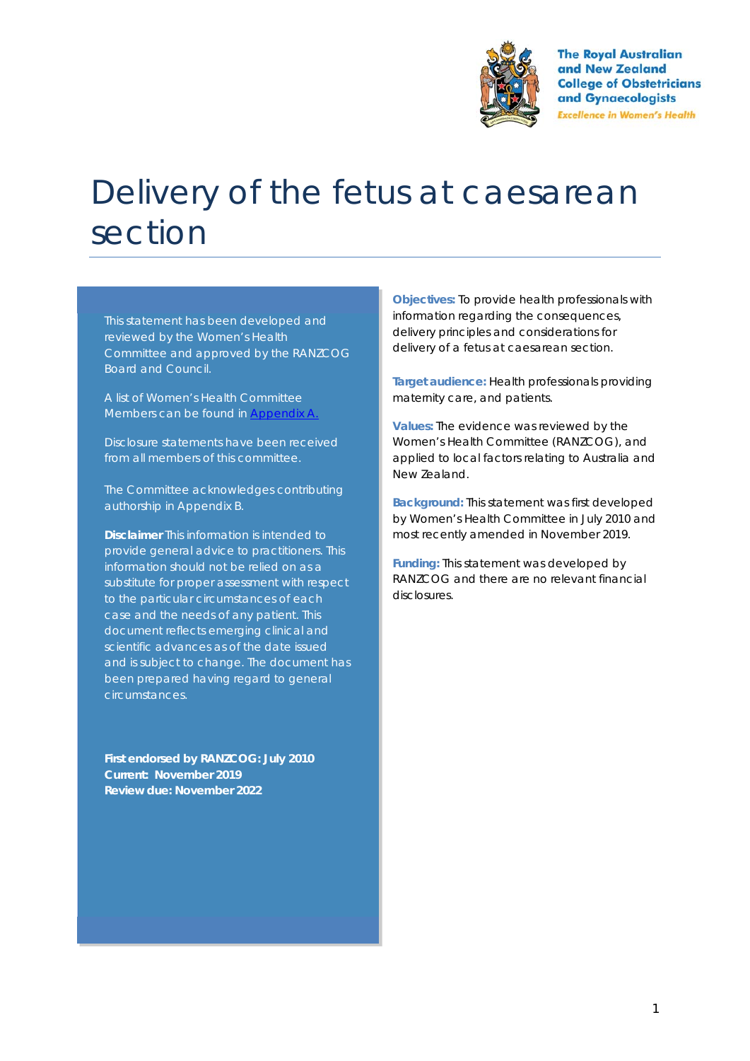The Royal Australian and New Zealand College of Obstetricians and Gynaecologists
*Excellence in Women's Health*

# Delivery of the fetus at caesarean section

This statement has been developed and reviewed by the Women's Health Committee and approved by the RANZCOG Board and Council.

A list of Women's Health Committee Members can be found in Appendix A.

Disclosure statements have been received from all members of this committee.

The Committee acknowledges contributing authorship in Appendix B.

**Disclaimer** This information is intended to provide general advice to practitioners. This information should not be relied on as a substitute for proper assessment with respect to the particular circumstances of each case and the needs of any patient. This document reflects emerging clinical and scientific advances as of the date issued and is subject to change. The document has been prepared having regard to general circumstances.

**First endorsed by RANZCOG: July 2010**
**Current: November 2019**
**Review due: November 2022**

**Objectives:** To provide health professionals with information regarding the consequences, delivery principles and considerations for delivery of a fetus at caesarean section.

**Target audience:** Health professionals providing maternity care, and patients.

**Values:** The evidence was reviewed by the Women's Health Committee (RANZCOG), and applied to local factors relating to Australia and New Zealand.

**Background:** This statement was first developed by Women's Health Committee in July 2010 and most recently amended in November 2019.

**Funding:** This statement was developed by RANZCOG and there are no relevant financial disclosures.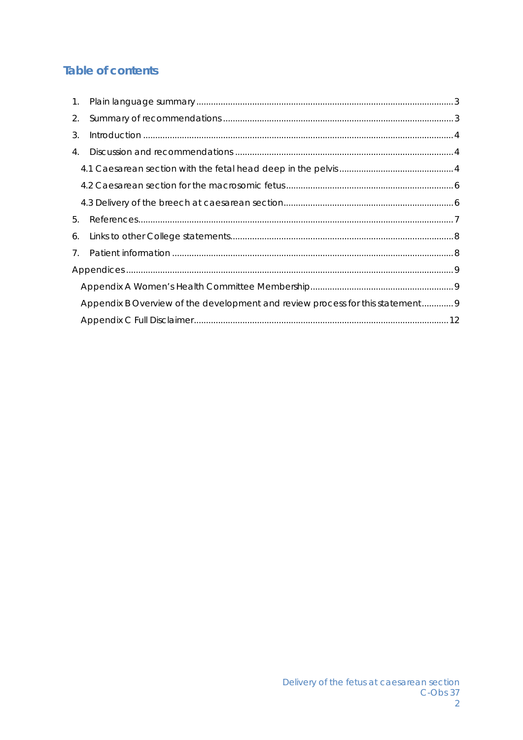## Table of contents

1. Plain language summary ........................................................................................................ 3
2. Summary of recommendations ............................................................................................. 3
3. Introduction ............................................................................................................................ 4
4. Discussion and recommendations ........................................................................................ 4
   - 4.1 Caesarean section with the fetal head deep in the pelvis ............................................. 4
   - 4.2 Caesarean section for the macrosomic fetus ................................................................. 6
   - 4.3 Delivery of the breech at caesarean section .................................................................. 6
5. References .............................................................................................................................. 7
6. Links to other College statements ........................................................................................ 8
7. Patient information ................................................................................................................ 8

Appendices ................................................................................................................................. 9
- Appendix A Women's Health Committee Membership ........................................................ 9
- Appendix B Overview of the development and review process for this statement ............ 9
- Appendix C Full Disclaimer ..................................................................................................... 12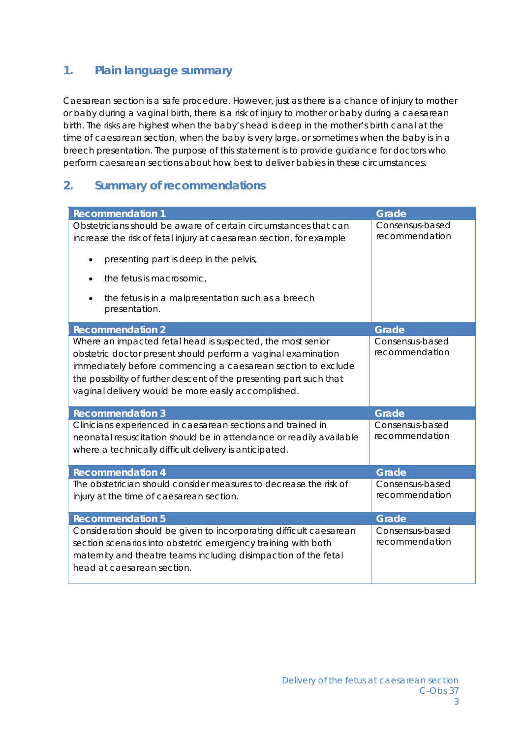## 1. Plain language summary

Caesarean section is a safe procedure. However, just as there is a chance of injury to mother or baby during a vaginal birth, there is a risk of injury to mother or baby during a caesarean birth. The risks are highest when the baby's head is deep in the mother's birth canal at the time of caesarean section, when the baby is very large, or sometimes when the baby is in a breech presentation. The purpose of this statement is to provide guidance for doctors who perform caesarean sections about how best to deliver babies in these circumstances.

## 2. Summary of recommendations

| Recommendation 1 | Grade |
|---|---|
| Obstetricians should be aware of certain circumstances that can increase the risk of fetal injury at caesarean section, for example<br>• presenting part is deep in the pelvis,<br>• the fetus is macrosomic,<br>• the fetus is in a malpresentation such as a breech presentation. | Consensus-based recommendation |

| Recommendation 2 | Grade |
|---|---|
| Where an impacted fetal head is suspected, the most senior obstetric doctor present should perform a vaginal examination immediately before commencing a caesarean section to exclude the possibility of further descent of the presenting part such that vaginal delivery would be more easily accomplished. | Consensus-based recommendation |

| Recommendation 3 | Grade |
|---|---|
| Clinicians experienced in caesarean sections and trained in neonatal resuscitation should be in attendance or readily available where a technically difficult delivery is anticipated. | Consensus-based recommendation |

| Recommendation 4 | Grade |
|---|---|
| The obstetrician should consider measures to decrease the risk of injury at the time of caesarean section. | Consensus-based recommendation |

| Recommendation 5 | Grade |
|---|---|
| Consideration should be given to incorporating difficult caesarean section scenarios into obstetric emergency training with both maternity and theatre teams including disimpaction of the fetal head at caesarean section. | Consensus-based recommendation |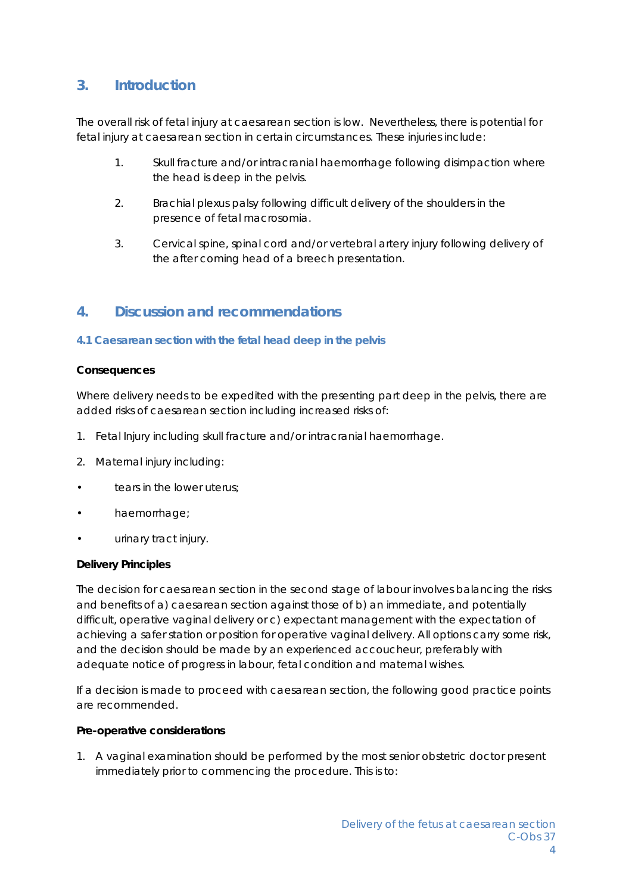## 3. Introduction

The overall risk of fetal injury at caesarean section is low. Nevertheless, there is potential for fetal injury at caesarean section in certain circumstances. These injuries include:

1. Skull fracture and/or intracranial haemorrhage following disimpaction where the head is deep in the pelvis.

2. Brachial plexus palsy following difficult delivery of the shoulders in the presence of fetal macrosomia.

3. Cervical spine, spinal cord and/or vertebral artery injury following delivery of the after coming head of a breech presentation.

## 4. Discussion and recommendations

### 4.1 Caesarean section with the fetal head deep in the pelvis

**Consequences**

Where delivery needs to be expedited with the presenting part deep in the pelvis, there are added risks of caesarean section including increased risks of:

1. Fetal Injury including skull fracture and/or intracranial haemorrhage.

2. Maternal injury including:

- tears in the lower uterus;
- haemorrhage;
- urinary tract injury.

**Delivery Principles**

The decision for caesarean section in the second stage of labour involves balancing the risks and benefits of a) caesarean section against those of b) an immediate, and potentially difficult, operative vaginal delivery or c) expectant management with the expectation of achieving a safer station or position for operative vaginal delivery. All options carry some risk, and the decision should be made by an experienced accoucheur, preferably with adequate notice of progress in labour, fetal condition and maternal wishes.

If a decision is made to proceed with caesarean section, the following good practice points are recommended.

**Pre-operative considerations**

1. A vaginal examination should be performed by the most senior obstetric doctor present immediately prior to commencing the procedure. This is to: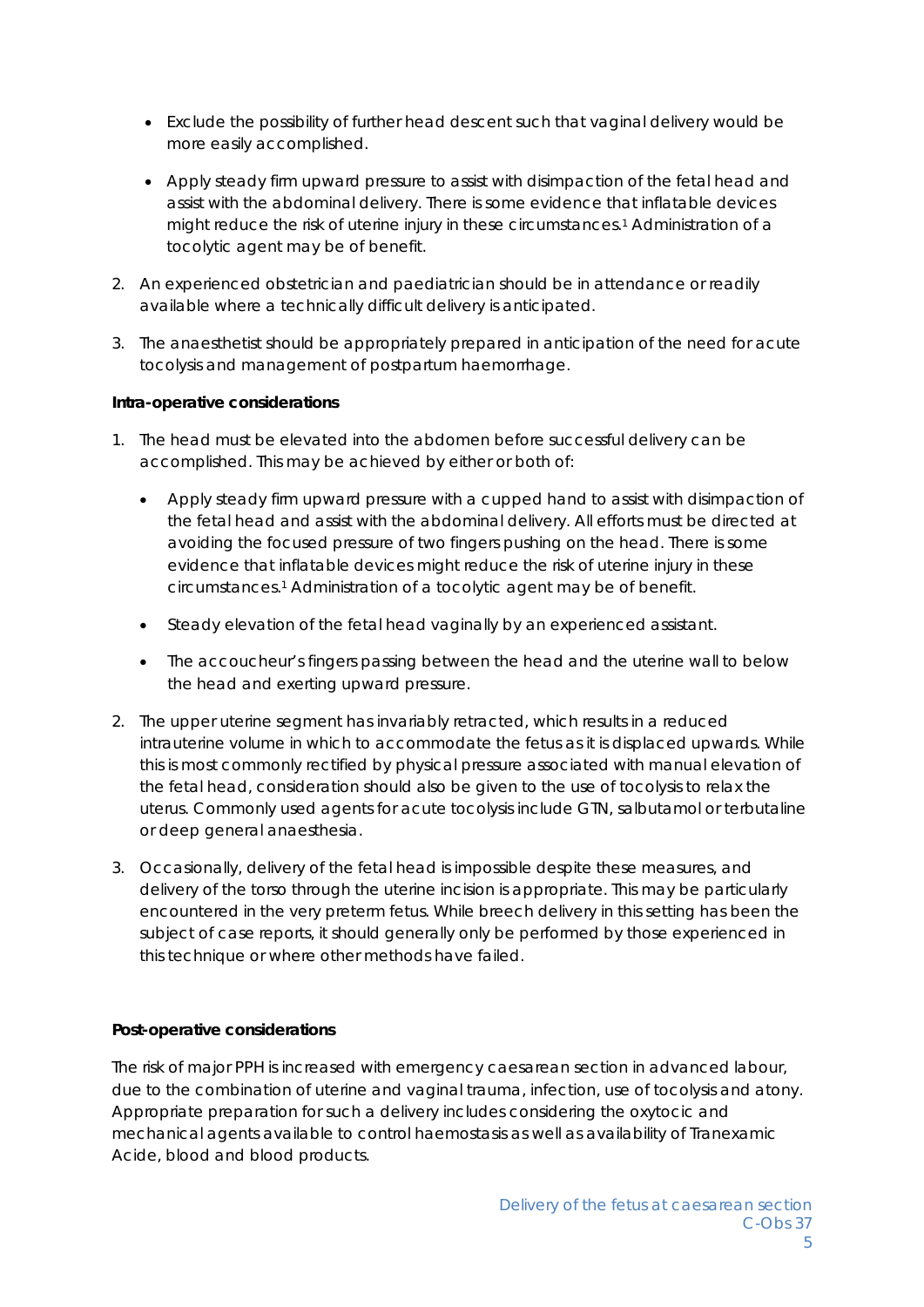- Exclude the possibility of further head descent such that vaginal delivery would be more easily accomplished.

- Apply steady firm upward pressure to assist with disimpaction of the fetal head and assist with the abdominal delivery. There is some evidence that inflatable devices might reduce the risk of uterine injury in these circumstances.[1] Administration of a tocolytic agent may be of benefit.

2. An experienced obstetrician and paediatrician should be in attendance or readily available where a technically difficult delivery is anticipated.

3. The anaesthetist should be appropriately prepared in anticipation of the need for acute tocolysis and management of postpartum haemorrhage.

**Intra-operative considerations**

1. The head must be elevated into the abdomen before successful delivery can be accomplished. This may be achieved by either or both of:

   - Apply steady firm upward pressure with a cupped hand to assist with disimpaction of the fetal head and assist with the abdominal delivery. All efforts must be directed at avoiding the focused pressure of two fingers pushing on the head. There is some evidence that inflatable devices might reduce the risk of uterine injury in these circumstances.[1] Administration of a tocolytic agent may be of benefit.

   - Steady elevation of the fetal head vaginally by an experienced assistant.

   - The accoucheur's fingers passing between the head and the uterine wall to below the head and exerting upward pressure.

2. The upper uterine segment has invariably retracted, which results in a reduced intrauterine volume in which to accommodate the fetus as it is displaced upwards. While this is most commonly rectified by physical pressure associated with manual elevation of the fetal head, consideration should also be given to the use of tocolysis to relax the uterus. Commonly used agents for acute tocolysis include GTN, salbutamol or terbutaline or deep general anaesthesia.

3. Occasionally, delivery of the fetal head is impossible despite these measures, and delivery of the torso through the uterine incision is appropriate. This may be particularly encountered in the very preterm fetus. While breech delivery in this setting has been the subject of case reports, it should generally only be performed by those experienced in this technique or where other methods have failed.

**Post-operative considerations**

The risk of major PPH is increased with emergency caesarean section in advanced labour, due to the combination of uterine and vaginal trauma, infection, use of tocolysis and atony. Appropriate preparation for such a delivery includes considering the oxytocic and mechanical agents available to control haemostasis as well as availability of Tranexamic Acide, blood and blood products.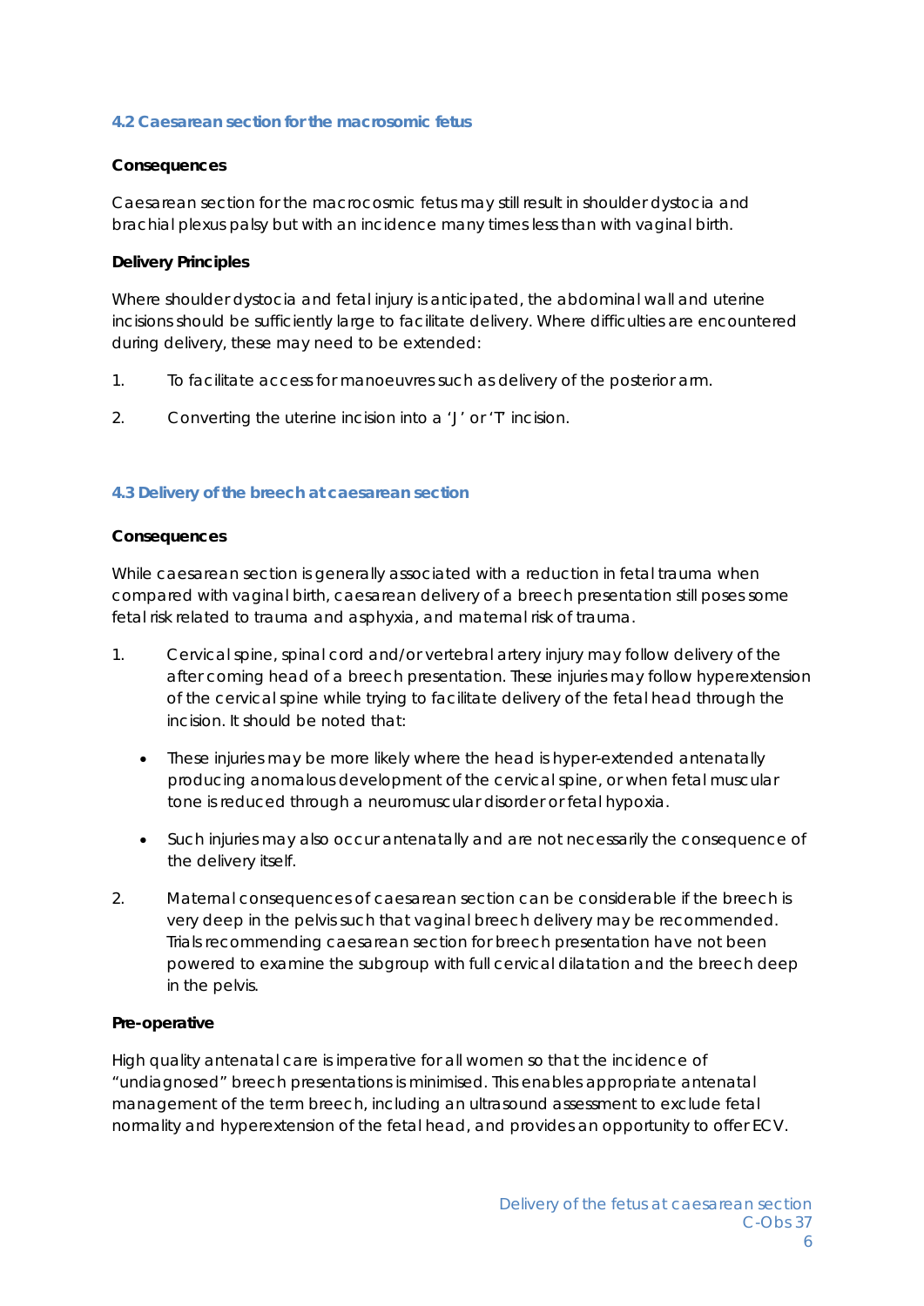### 4.2 Caesarean section for the macrosomic fetus

**Consequences**

Caesarean section for the macrocosmic fetus may still result in shoulder dystocia and brachial plexus palsy but with an incidence many times less than with vaginal birth.

**Delivery Principles**

Where shoulder dystocia and fetal injury is anticipated, the abdominal wall and uterine incisions should be sufficiently large to facilitate delivery. Where difficulties are encountered during delivery, these may need to be extended:

1. To facilitate access for manoeuvres such as delivery of the posterior arm.
2. Converting the uterine incision into a 'J' or 'T' incision.

### 4.3 Delivery of the breech at caesarean section

**Consequences**

While caesarean section is generally associated with a reduction in fetal trauma when compared with vaginal birth, caesarean delivery of a breech presentation still poses some fetal risk related to trauma and asphyxia, and maternal risk of trauma.

1. Cervical spine, spinal cord and/or vertebral artery injury may follow delivery of the after coming head of a breech presentation. These injuries may follow hyperextension of the cervical spine while trying to facilitate delivery of the fetal head through the incision. It should be noted that:
   - These injuries may be more likely where the head is hyper-extended antenatally producing anomalous development of the cervical spine, or when fetal muscular tone is reduced through a neuromuscular disorder or fetal hypoxia.
   - Such injuries may also occur antenatally and are not necessarily the consequence of the delivery itself.
2. Maternal consequences of caesarean section can be considerable if the breech is very deep in the pelvis such that vaginal breech delivery may be recommended. Trials recommending caesarean section for breech presentation have not been powered to examine the subgroup with full cervical dilatation and the breech deep in the pelvis.

**Pre-operative**

High quality antenatal care is imperative for all women so that the incidence of "undiagnosed" breech presentations is minimised. This enables appropriate antenatal management of the term breech, including an ultrasound assessment to exclude fetal normality and hyperextension of the fetal head, and provides an opportunity to offer ECV.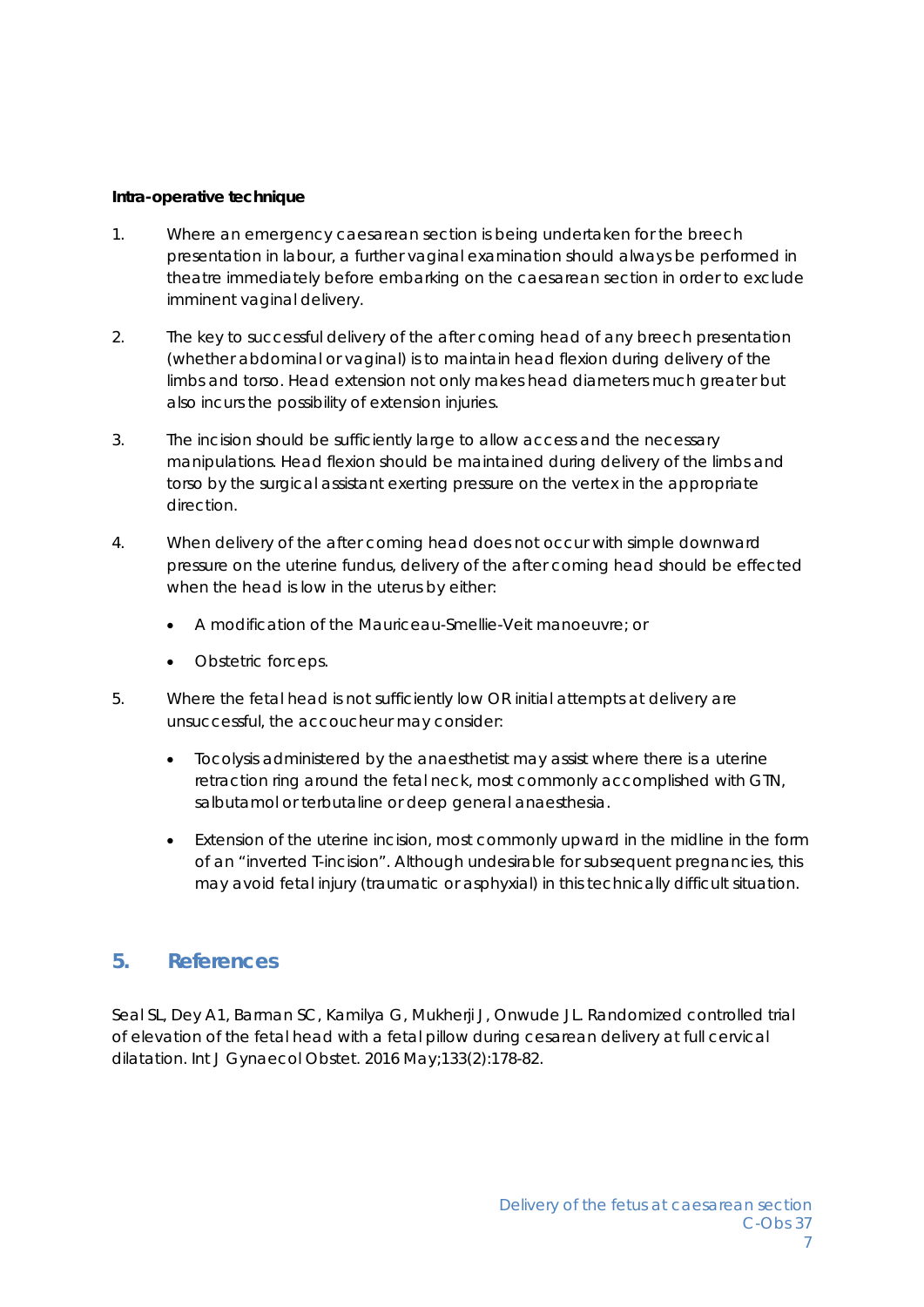**Intra-operative technique**

1. Where an emergency caesarean section is being undertaken for the breech presentation in labour, a further vaginal examination should always be performed in theatre immediately before embarking on the caesarean section in order to exclude imminent vaginal delivery.

2. The key to successful delivery of the after coming head of any breech presentation (whether abdominal or vaginal) is to maintain head flexion during delivery of the limbs and torso. Head extension not only makes head diameters much greater but also incurs the possibility of extension injuries.

3. The incision should be sufficiently large to allow access and the necessary manipulations. Head flexion should be maintained during delivery of the limbs and torso by the surgical assistant exerting pressure on the vertex in the appropriate direction.

4. When delivery of the after coming head does not occur with simple downward pressure on the uterine fundus, delivery of the after coming head should be effected when the head is low in the uterus by either:

   - A modification of the Mauriceau-Smellie-Veit manoeuvre; or
   - Obstetric forceps.

5. Where the fetal head is not sufficiently low OR initial attempts at delivery are unsuccessful, the accoucheur may consider:

   - Tocolysis administered by the anaesthetist may assist where there is a uterine retraction ring around the fetal neck, most commonly accomplished with GTN, salbutamol or terbutaline or deep general anaesthesia.
   - Extension of the uterine incision, most commonly upward in the midline in the form of an "inverted T-incision". Although undesirable for subsequent pregnancies, this may avoid fetal injury (traumatic or asphyxial) in this technically difficult situation.

## 5. References

Seal SL, Dey A1, Barman SC, Kamilya G, Mukherji J, Onwude JL. Randomized controlled trial of elevation of the fetal head with a fetal pillow during cesarean delivery at full cervical dilatation. Int J Gynaecol Obstet. 2016 May;133(2):178-82.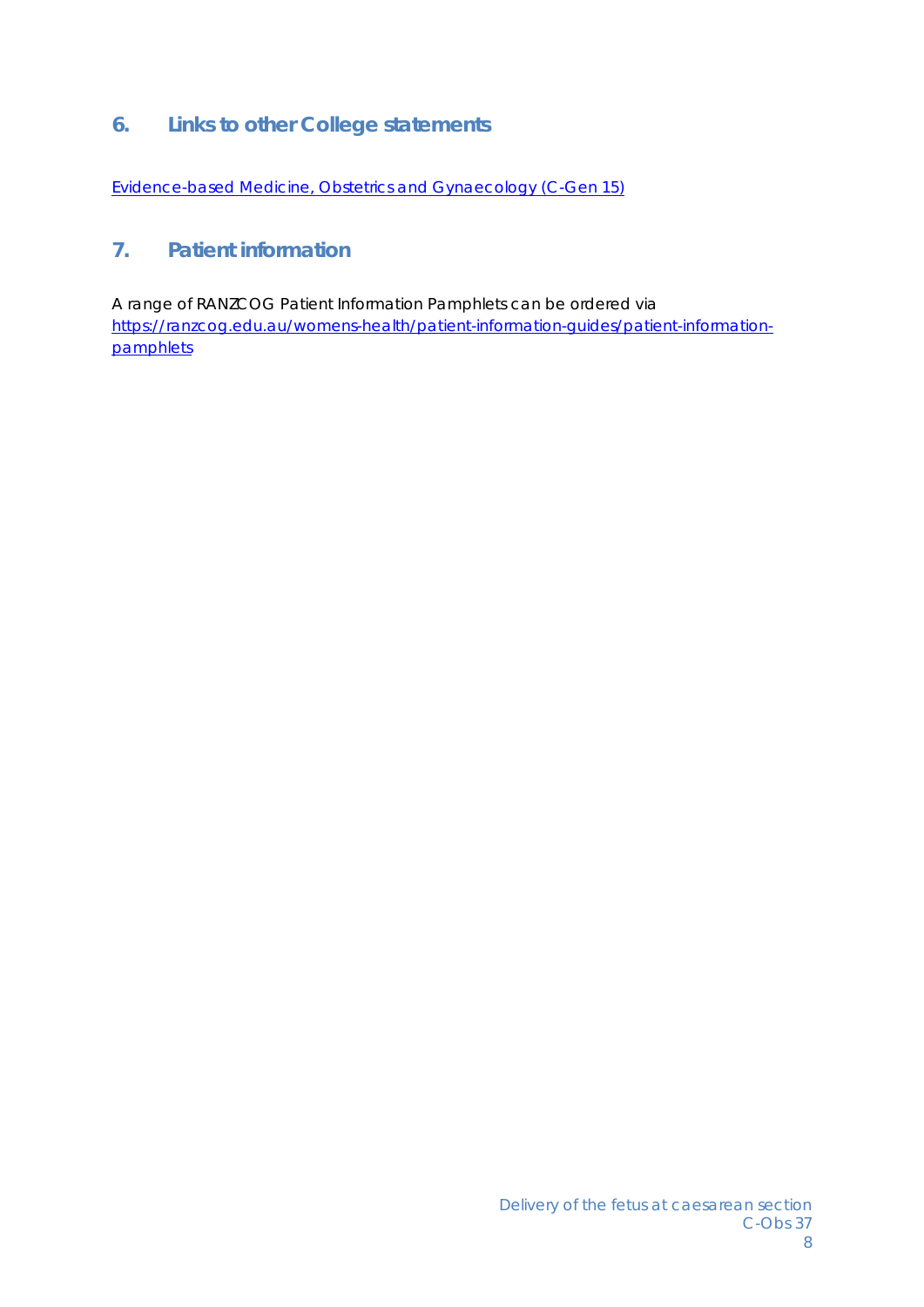## 6. Links to other College statements

[Evidence-based Medicine, Obstetrics and Gynaecology (C-Gen 15)]()

## 7. Patient information

A range of RANZCOG Patient Information Pamphlets can be ordered via https://ranzcog.edu.au/womens-health/patient-information-guides/patient-information-pamphlets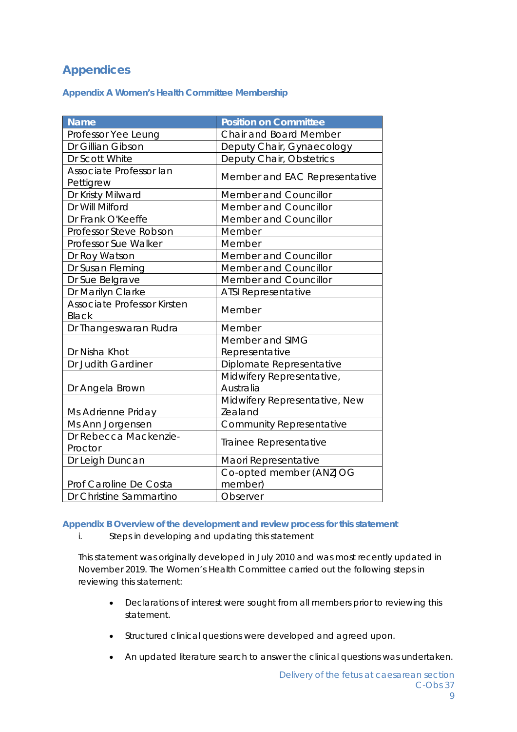# Appendices

## Appendix A Women's Health Committee Membership

| Name | Position on Committee |
|---|---|
| Professor Yee Leung | Chair and Board Member |
| Dr Gillian Gibson | Deputy Chair, Gynaecology |
| Dr Scott White | Deputy Chair, Obstetrics |
| Associate Professor Ian Pettigrew | Member and EAC Representative |
| Dr Kristy Milward | Member and Councillor |
| Dr Will Milford | Member and Councillor |
| Dr Frank O'Keeffe | Member and Councillor |
| Professor Steve Robson | Member |
| Professor Sue Walker | Member |
| Dr Roy Watson | Member and Councillor |
| Dr Susan Fleming | Member and Councillor |
| Dr Sue Belgrave | Member and Councillor |
| Dr Marilyn Clarke | ATSI Representative |
| Associate Professor Kirsten Black | Member |
| Dr Thangeswaran Rudra | Member |
| Dr Nisha Khot | Member and SIMG Representative |
| Dr Judith Gardiner | Diplomate Representative |
| Dr Angela Brown | Midwifery Representative, Australia |
| Ms Adrienne Priday | Midwifery Representative, New Zealand |
| Ms Ann Jorgensen | Community Representative |
| Dr Rebecca Mackenzie-Proctor | Trainee Representative |
| Dr Leigh Duncan | Maori Representative |
| Prof Caroline De Costa | Co-opted member (ANZJOG member) |
| Dr Christine Sammartino | Observer |

## Appendix B Overview of the development and review process for this statement

i. Steps in developing and updating this statement

This statement was originally developed in July 2010 and was most recently updated in November 2019. The Women's Health Committee carried out the following steps in reviewing this statement:

- Declarations of interest were sought from all members prior to reviewing this statement.
- Structured clinical questions were developed and agreed upon.
- An updated literature search to answer the clinical questions was undertaken.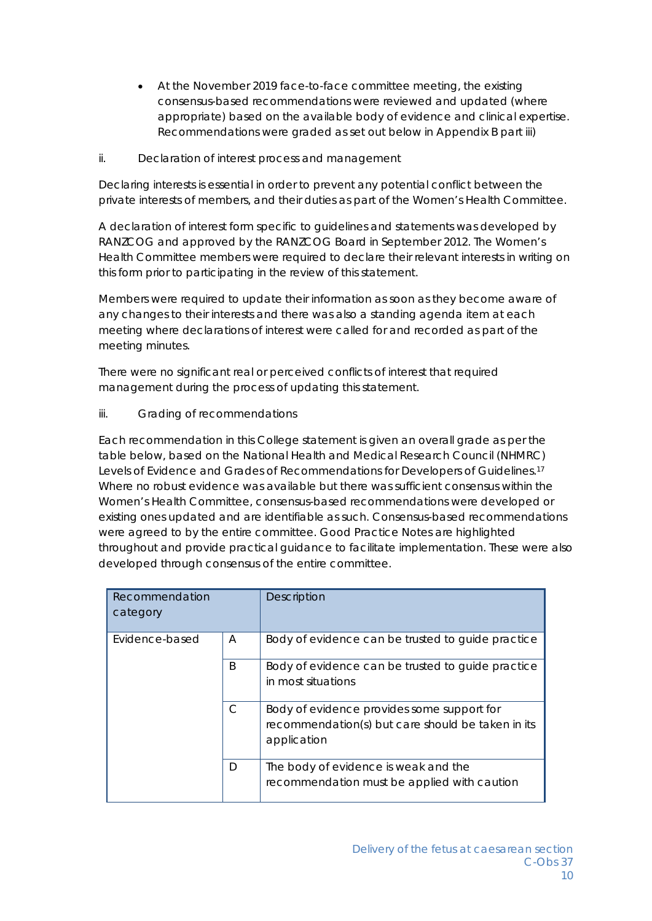- At the November 2019 face-to-face committee meeting, the existing consensus-based recommendations were reviewed and updated (where appropriate) based on the available body of evidence and clinical expertise. Recommendations were graded as set out below in Appendix B part iii)

ii. Declaration of interest process and management

Declaring interests is essential in order to prevent any potential conflict between the private interests of members, and their duties as part of the Women's Health Committee.

A declaration of interest form specific to guidelines and statements was developed by RANZCOG and approved by the RANZCOG Board in September 2012. The Women's Health Committee members were required to declare their relevant interests in writing on this form prior to participating in the review of this statement.

Members were required to update their information as soon as they become aware of any changes to their interests and there was also a standing agenda item at each meeting where declarations of interest were called for and recorded as part of the meeting minutes.

There were no significant real or perceived conflicts of interest that required management during the process of updating this statement.

iii. Grading of recommendations

Each recommendation in this College statement is given an overall grade as per the table below, based on the National Health and Medical Research Council (NHMRC) Levels of Evidence and Grades of Recommendations for Developers of Guidelines.[17] Where no robust evidence was available but there was sufficient consensus within the Women's Health Committee, consensus-based recommendations were developed or existing ones updated and are identifiable as such. Consensus-based recommendations were agreed to by the entire committee. Good Practice Notes are highlighted throughout and provide practical guidance to facilitate implementation. These were also developed through consensus of the entire committee.

| Recommendation category | | Description |
|---|---|---|
| Evidence-based | A | Body of evidence can be trusted to guide practice |
| | B | Body of evidence can be trusted to guide practice in most situations |
| | C | Body of evidence provides some support for recommendation(s) but care should be taken in its application |
| | D | The body of evidence is weak and the recommendation must be applied with caution |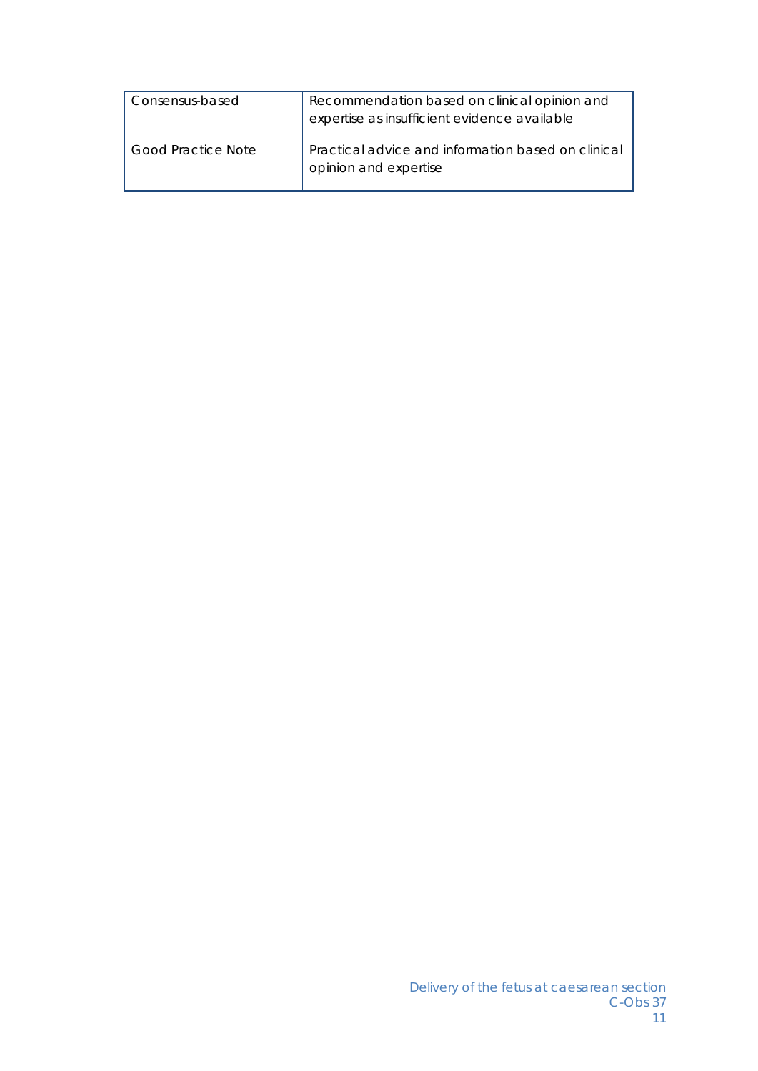| | |
|---|---|
| Consensus-based | Recommendation based on clinical opinion and expertise as insufficient evidence available |
| Good Practice Note | Practical advice and information based on clinical opinion and expertise |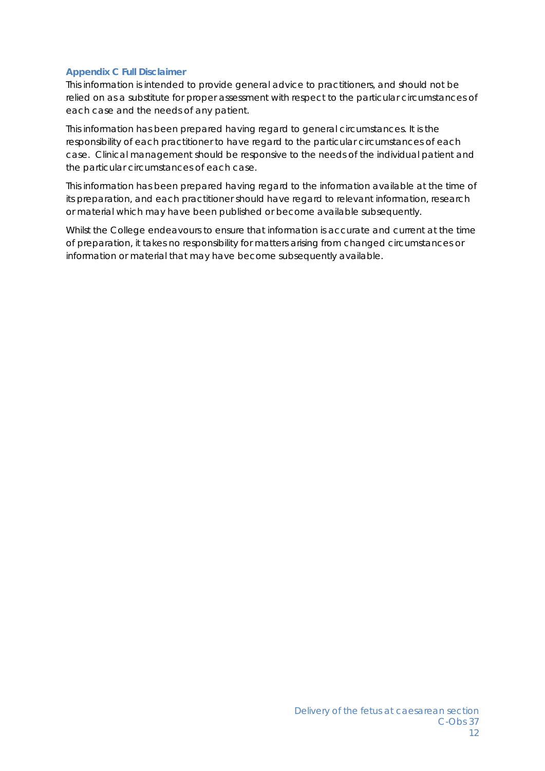## Appendix C Full Disclaimer

This information is intended to provide general advice to practitioners, and should not be relied on as a substitute for proper assessment with respect to the particular circumstances of each case and the needs of any patient.

This information has been prepared having regard to general circumstances. It is the responsibility of each practitioner to have regard to the particular circumstances of each case. Clinical management should be responsive to the needs of the individual patient and the particular circumstances of each case.

This information has been prepared having regard to the information available at the time of its preparation, and each practitioner should have regard to relevant information, research or material which may have been published or become available subsequently.

Whilst the College endeavours to ensure that information is accurate and current at the time of preparation, it takes no responsibility for matters arising from changed circumstances or information or material that may have become subsequently available.